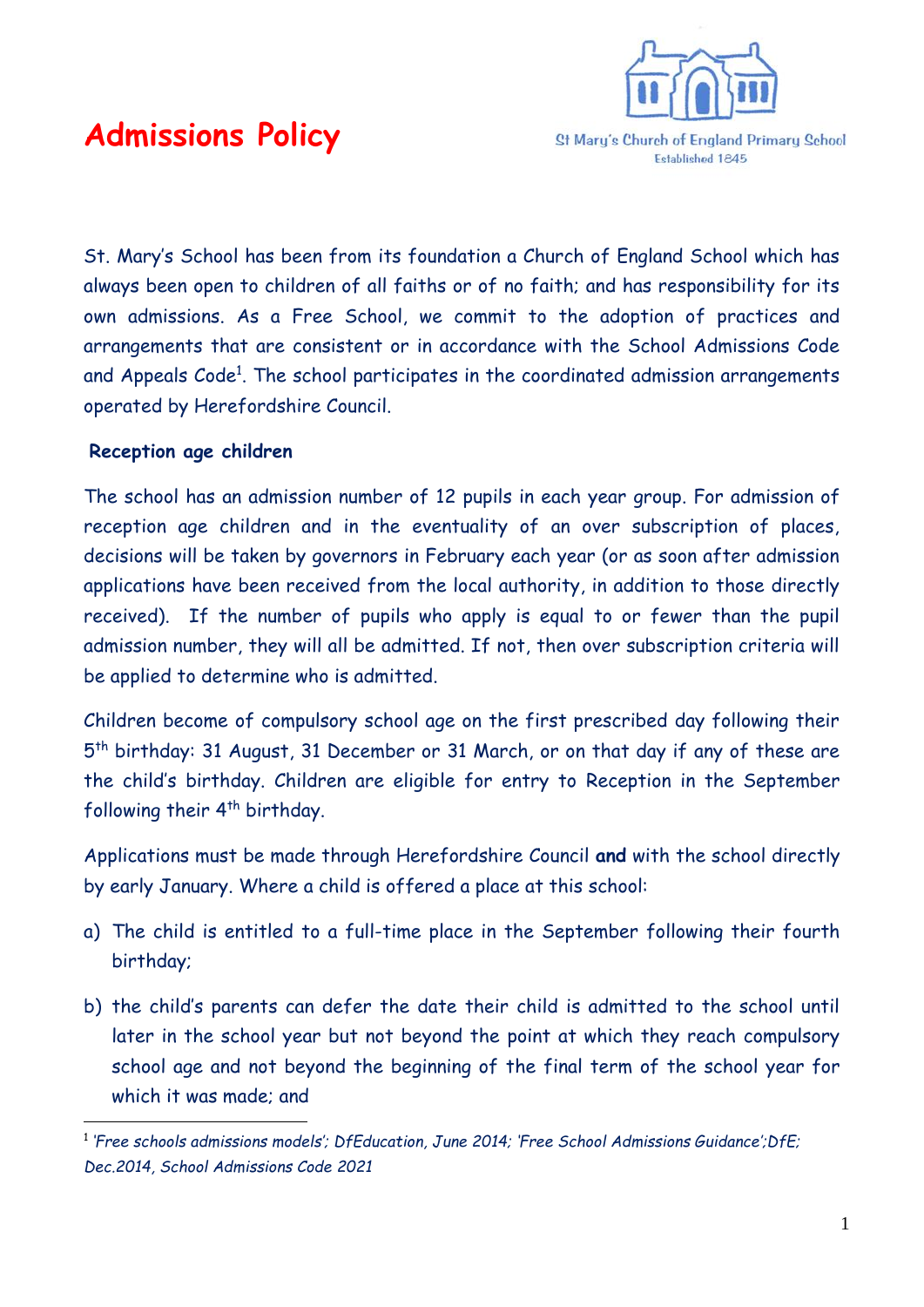# Admissions Policy

St Mary's Church of England Primary School
Established 1845

St. Mary's School has been from its foundation a Church of England School which has always been open to children of all faiths or of no faith; and has responsibility for its own admissions. As a Free School, we commit to the adoption of practices and arrangements that are consistent or in accordance with the School Admissions Code and Appeals Code[1]. The school participates in the coordinated admission arrangements operated by Herefordshire Council.

**Reception age children**

The school has an admission number of 12 pupils in each year group. For admission of reception age children and in the eventuality of an over subscription of places, decisions will be taken by governors in February each year (or as soon after admission applications have been received from the local authority, in addition to those directly received). If the number of pupils who apply is equal to or fewer than the pupil admission number, they will all be admitted. If not, then over subscription criteria will be applied to determine who is admitted.

Children become of compulsory school age on the first prescribed day following their 5th birthday: 31 August, 31 December or 31 March, or on that day if any of these are the child's birthday. Children are eligible for entry to Reception in the September following their 4th birthday.

Applications must be made through Herefordshire Council **and** with the school directly by early January. Where a child is offered a place at this school:

a) The child is entitled to a full-time place in the September following their fourth birthday;

b) the child's parents can defer the date their child is admitted to the school until later in the school year but not beyond the point at which they reach compulsory school age and not beyond the beginning of the final term of the school year for which it was made; and

---

[1] *'Free schools admissions models'; DfEducation, June 2014; 'Free School Admissions Guidance';DfE; Dec.2014, School Admissions Code 2021*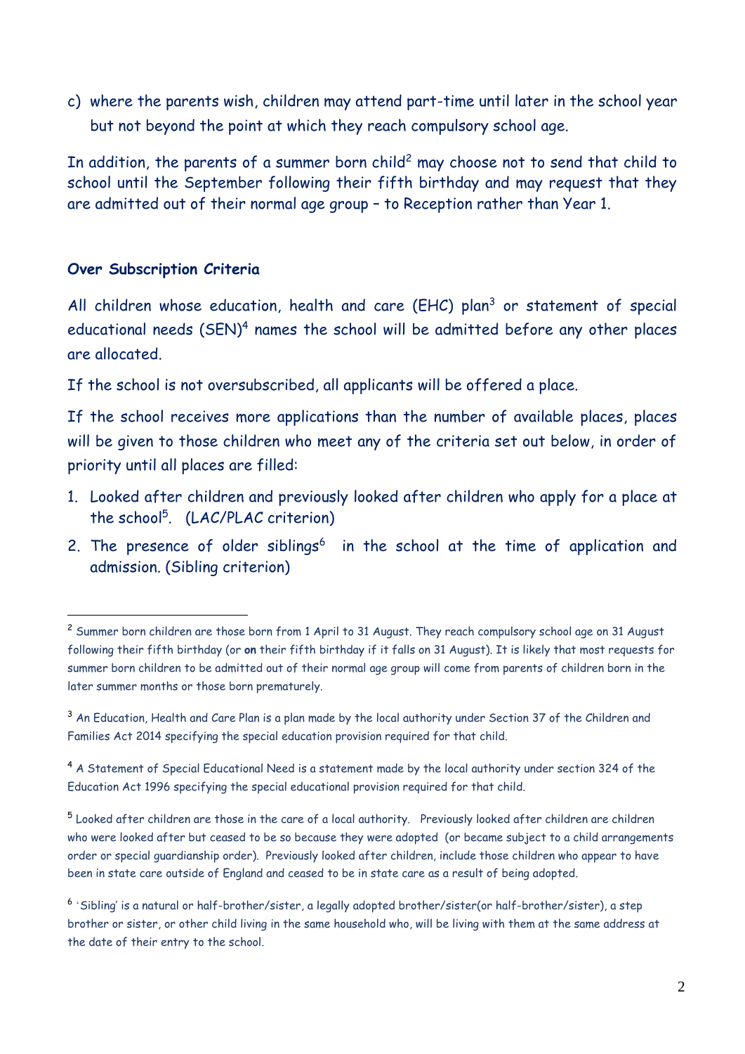c) where the parents wish, children may attend part-time until later in the school year but not beyond the point at which they reach compulsory school age.

In addition, the parents of a summer born child[2] may choose not to send that child to school until the September following their fifth birthday and may request that they are admitted out of their normal age group – to Reception rather than Year 1.

**Over Subscription Criteria**

All children whose education, health and care (EHC) plan[3] or statement of special educational needs (SEN)[4] names the school will be admitted before any other places are allocated.

If the school is not oversubscribed, all applicants will be offered a place.

If the school receives more applications than the number of available places, places will be given to those children who meet any of the criteria set out below, in order of priority until all places are filled:

1. Looked after children and previously looked after children who apply for a place at the school[5]. (LAC/PLAC criterion)
2. The presence of older siblings[6] in the school at the time of application and admission. (Sibling criterion)

---

[2] Summer born children are those born from 1 April to 31 August. They reach compulsory school age on 31 August following their fifth birthday (or **on** their fifth birthday if it falls on 31 August). It is likely that most requests for summer born children to be admitted out of their normal age group will come from parents of children born in the later summer months or those born prematurely.

[3] An Education, Health and Care Plan is a plan made by the local authority under Section 37 of the Children and Families Act 2014 specifying the special education provision required for that child.

[4] A Statement of Special Educational Need is a statement made by the local authority under section 324 of the Education Act 1996 specifying the special educational provision required for that child.

[5] Looked after children are those in the care of a local authority. Previously looked after children are children who were looked after but ceased to be so because they were adopted (or became subject to a child arrangements order or special guardianship order). Previously looked after children, include those children who appear to have been in state care outside of England and ceased to be in state care as a result of being adopted.

[6] 'Sibling' is a natural or half-brother/sister, a legally adopted brother/sister(or half-brother/sister), a step brother or sister, or other child living in the same household who, will be living with them at the same address at the date of their entry to the school.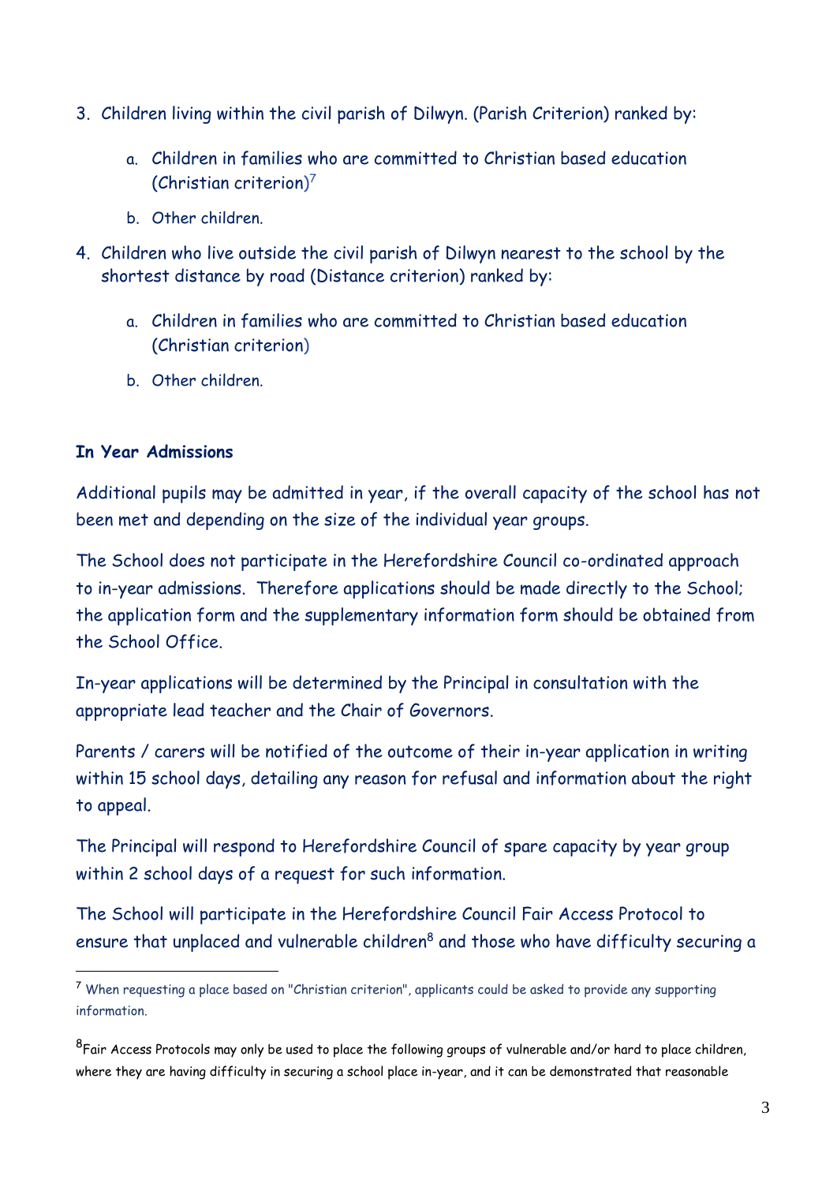3. Children living within the civil parish of Dilwyn. (Parish Criterion) ranked by:

    a. Children in families who are committed to Christian based education (Christian criterion)[7]

    b. Other children.

4. Children who live outside the civil parish of Dilwyn nearest to the school by the shortest distance by road (Distance criterion) ranked by:

    a. Children in families who are committed to Christian based education (Christian criterion)

    b. Other children.

**In Year Admissions**

Additional pupils may be admitted in year, if the overall capacity of the school has not been met and depending on the size of the individual year groups.

The School does not participate in the Herefordshire Council co-ordinated approach to in-year admissions. Therefore applications should be made directly to the School; the application form and the supplementary information form should be obtained from the School Office.

In-year applications will be determined by the Principal in consultation with the appropriate lead teacher and the Chair of Governors.

Parents / carers will be notified of the outcome of their in-year application in writing within 15 school days, detailing any reason for refusal and information about the right to appeal.

The Principal will respond to Herefordshire Council of spare capacity by year group within 2 school days of a request for such information.

The School will participate in the Herefordshire Council Fair Access Protocol to ensure that unplaced and vulnerable children[8] and those who have difficulty securing a

---

[7] When requesting a place based on "Christian criterion", applicants could be asked to provide any supporting information.

[8] Fair Access Protocols may only be used to place the following groups of vulnerable and/or hard to place children, where they are having difficulty in securing a school place in-year, and it can be demonstrated that reasonable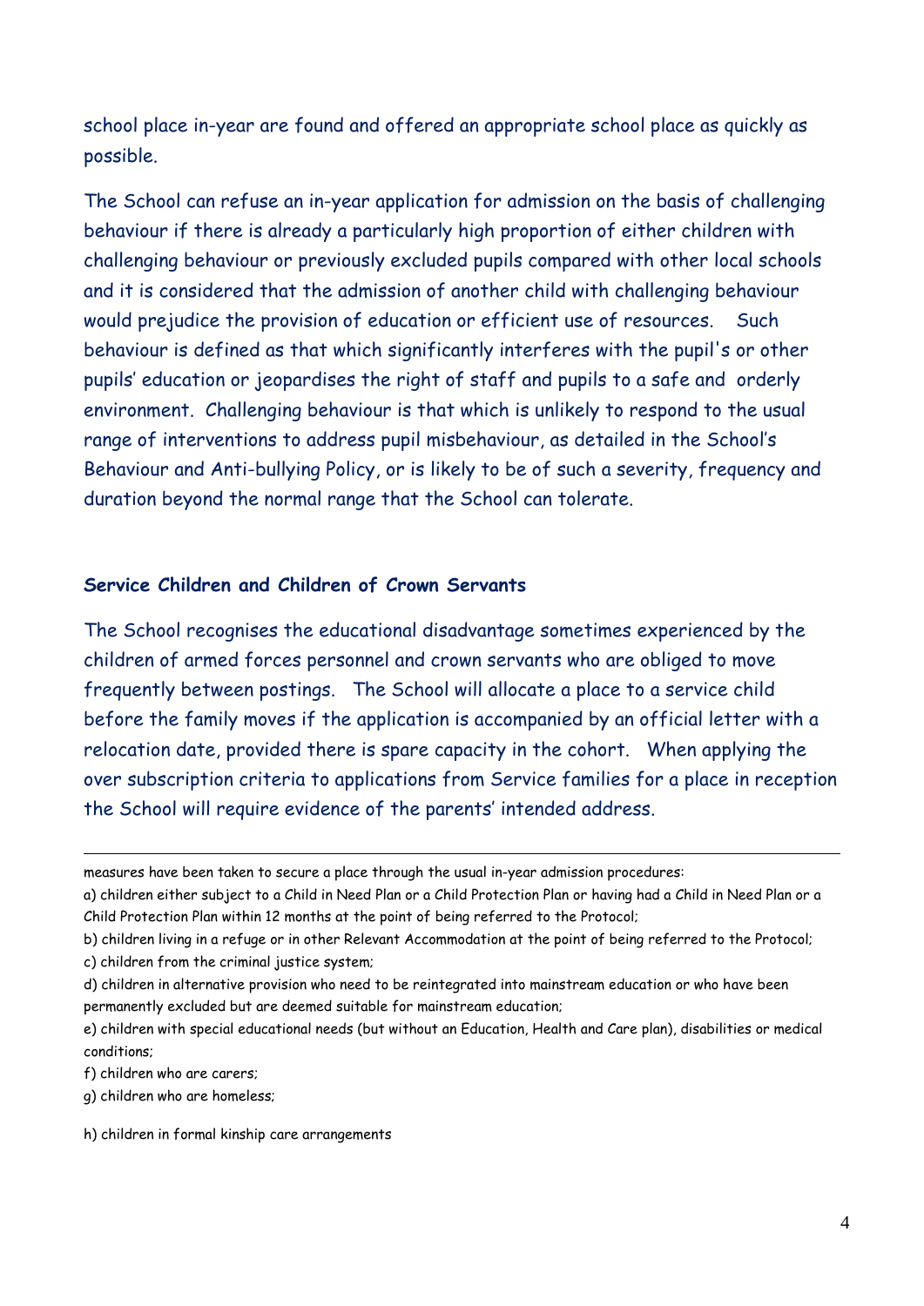school place in-year are found and offered an appropriate school place as quickly as possible.

The School can refuse an in-year application for admission on the basis of challenging behaviour if there is already a particularly high proportion of either children with challenging behaviour or previously excluded pupils compared with other local schools and it is considered that the admission of another child with challenging behaviour would prejudice the provision of education or efficient use of resources. Such behaviour is defined as that which significantly interferes with the pupil's or other pupils' education or jeopardises the right of staff and pupils to a safe and orderly environment. Challenging behaviour is that which is unlikely to respond to the usual range of interventions to address pupil misbehaviour, as detailed in the School's Behaviour and Anti-bullying Policy, or is likely to be of such a severity, frequency and duration beyond the normal range that the School can tolerate.

### Service Children and Children of Crown Servants

The School recognises the educational disadvantage sometimes experienced by the children of armed forces personnel and crown servants who are obliged to move frequently between postings. The School will allocate a place to a service child before the family moves if the application is accompanied by an official letter with a relocation date, provided there is spare capacity in the cohort. When applying the over subscription criteria to applications from Service families for a place in reception the School will require evidence of the parents' intended address.

---

measures have been taken to secure a place through the usual in-year admission procedures:

a) children either subject to a Child in Need Plan or a Child Protection Plan or having had a Child in Need Plan or a Child Protection Plan within 12 months at the point of being referred to the Protocol;

b) children living in a refuge or in other Relevant Accommodation at the point of being referred to the Protocol;

c) children from the criminal justice system;

d) children in alternative provision who need to be reintegrated into mainstream education or who have been permanently excluded but are deemed suitable for mainstream education;

e) children with special educational needs (but without an Education, Health and Care plan), disabilities or medical conditions;

f) children who are carers;

g) children who are homeless;

h) children in formal kinship care arrangements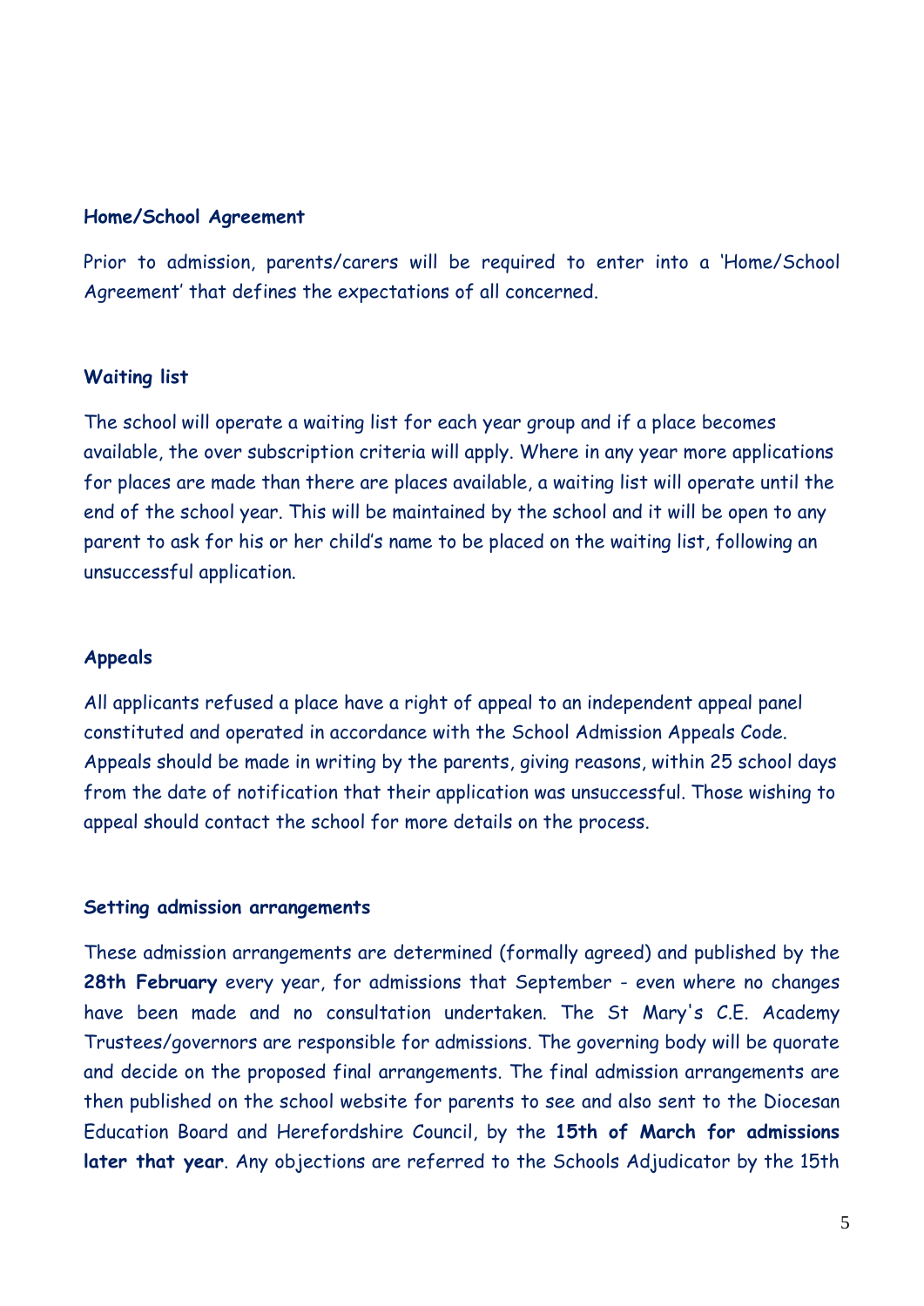**Home/School Agreement**

Prior to admission, parents/carers will be required to enter into a 'Home/School Agreement' that defines the expectations of all concerned.

**Waiting list**

The school will operate a waiting list for each year group and if a place becomes available, the over subscription criteria will apply. Where in any year more applications for places are made than there are places available, a waiting list will operate until the end of the school year. This will be maintained by the school and it will be open to any parent to ask for his or her child's name to be placed on the waiting list, following an unsuccessful application.

**Appeals**

All applicants refused a place have a right of appeal to an independent appeal panel constituted and operated in accordance with the School Admission Appeals Code. Appeals should be made in writing by the parents, giving reasons, within 25 school days from the date of notification that their application was unsuccessful. Those wishing to appeal should contact the school for more details on the process.

**Setting admission arrangements**

These admission arrangements are determined (formally agreed) and published by the **28th February** every year, for admissions that September - even where no changes have been made and no consultation undertaken. The St Mary's C.E. Academy Trustees/governors are responsible for admissions. The governing body will be quorate and decide on the proposed final arrangements. The final admission arrangements are then published on the school website for parents to see and also sent to the Diocesan Education Board and Herefordshire Council, by the **15th of March for admissions later that year**. Any objections are referred to the Schools Adjudicator by the 15th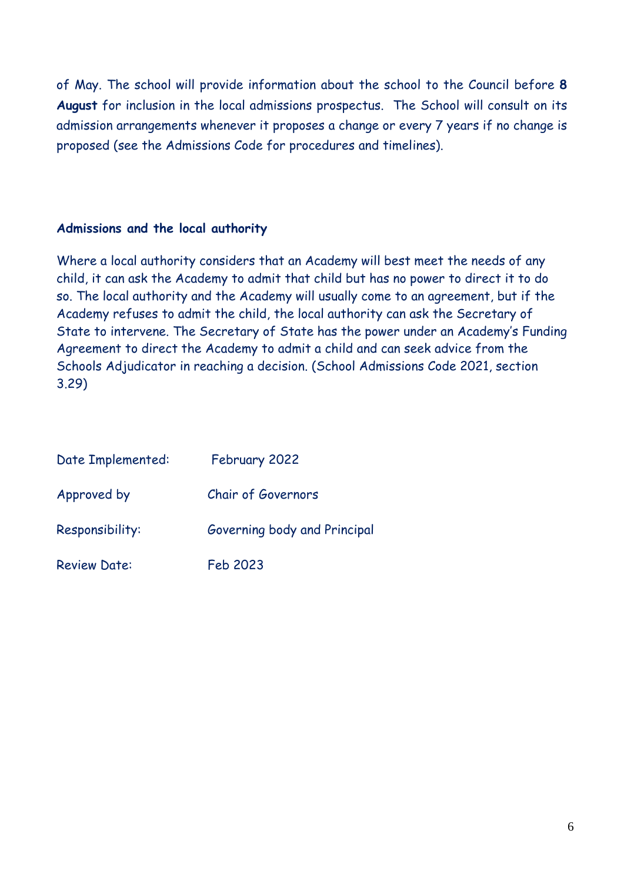of May. The school will provide information about the school to the Council before **8 August** for inclusion in the local admissions prospectus. The School will consult on its admission arrangements whenever it proposes a change or every 7 years if no change is proposed (see the Admissions Code for procedures and timelines).

**Admissions and the local authority**

Where a local authority considers that an Academy will best meet the needs of any child, it can ask the Academy to admit that child but has no power to direct it to do so. The local authority and the Academy will usually come to an agreement, but if the Academy refuses to admit the child, the local authority can ask the Secretary of State to intervene. The Secretary of State has the power under an Academy's Funding Agreement to direct the Academy to admit a child and can seek advice from the Schools Adjudicator in reaching a decision. (School Admissions Code 2021, section 3.29)

| | |
|---|---|
| Date Implemented: | February 2022 |
| Approved by | Chair of Governors |
| Responsibility: | Governing body and Principal |
| Review Date: | Feb 2023 |